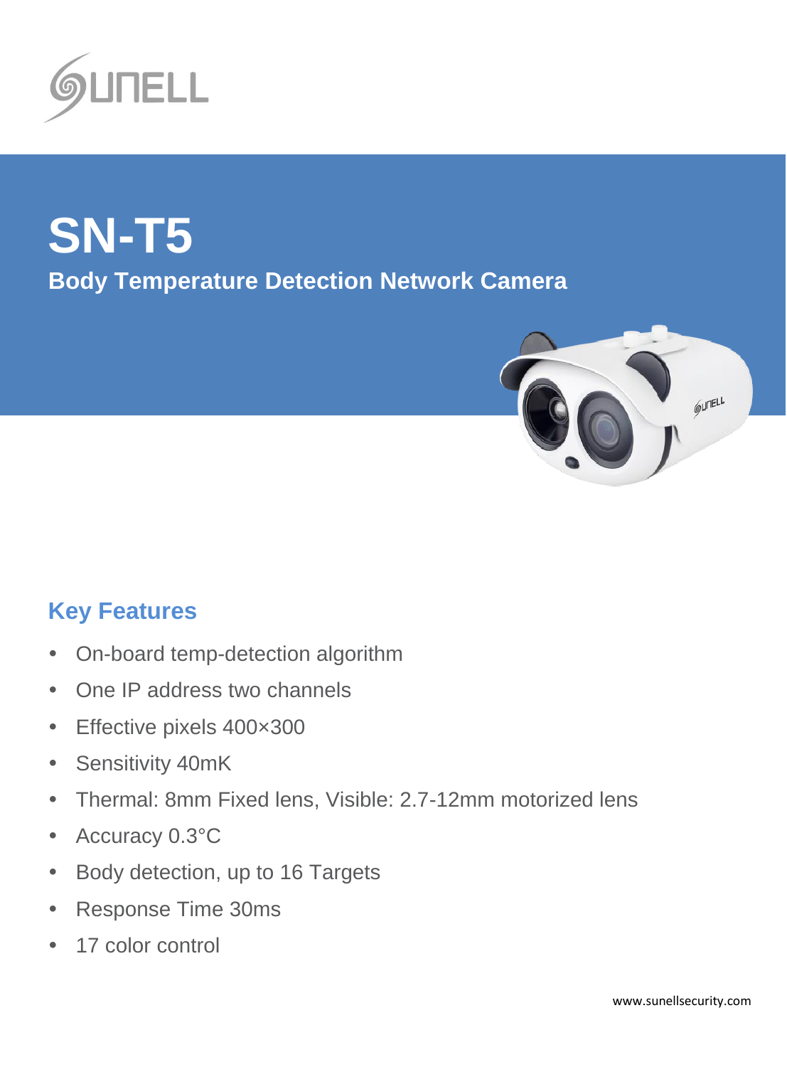# SN-T5

## Body Temperature Detection Network Camera

## Key Features

- On-board temp-detection algorithm
- One IP address two channels
- Effective pixels 400×300
- Sensitivity 40mK
- Thermal: 8mm Fixed lens, Visible: 2.7-12mm motorized lens
- Accuracy 0.3°C
- Body detection, up to 16 Targets
- Response Time 30ms
- 17 color control

www.sunellsecurity.com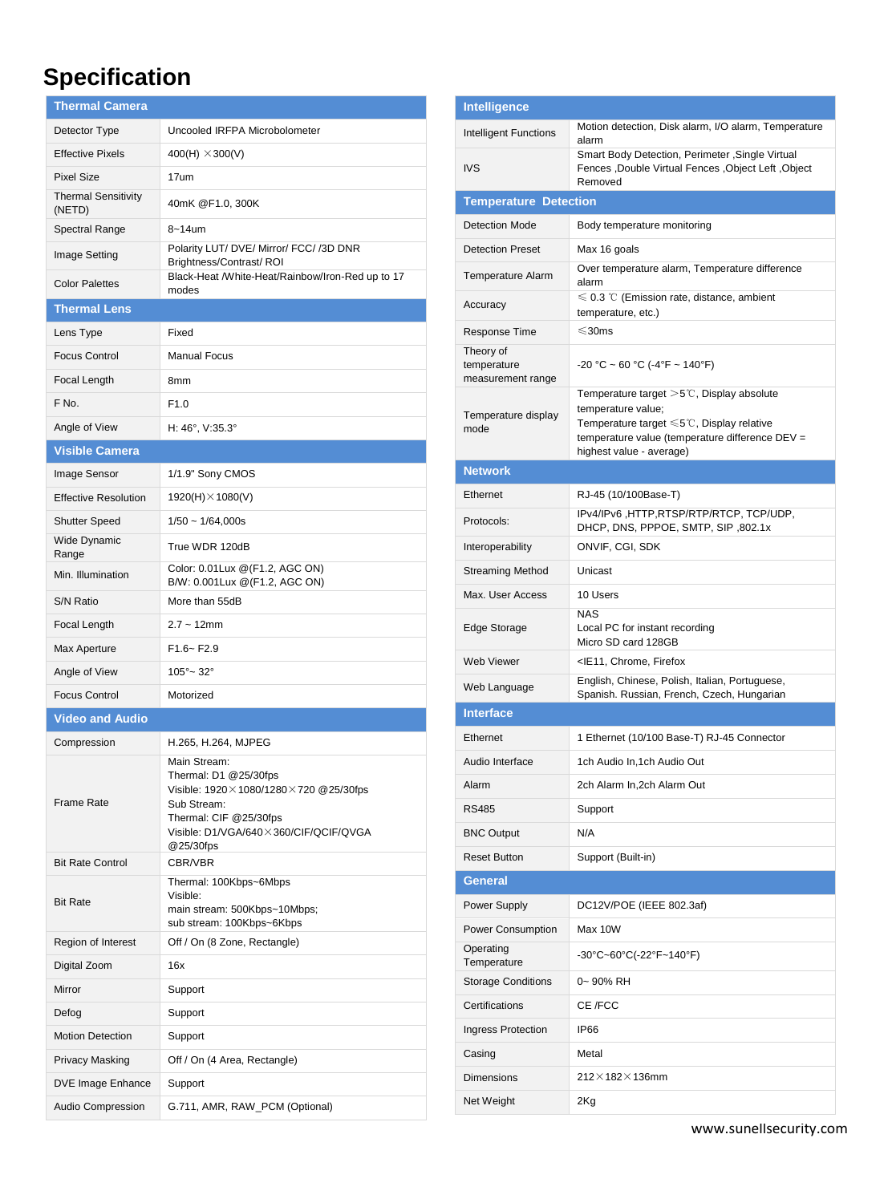# Specification

| Thermal Camera | |
|---|---|
| Detector Type | Uncooled IRFPA Microbolometer |
| Effective Pixels | 400(H) ×300(V) |
| Pixel Size | 17um |
| Thermal Sensitivity (NETD) | 40mK @F1.0, 300K |
| Spectral Range | 8~14um |
| Image Setting | Polarity LUT/ DVE/ Mirror/ FCC/ /3D DNR Brightness/Contrast/ ROI |
| Color Palettes | Black-Heat /White-Heat/Rainbow/Iron-Red up to 17 modes |
| **Thermal Lens** | |
| Lens Type | Fixed |
| Focus Control | Manual Focus |
| Focal Length | 8mm |
| F No. | F1.0 |
| Angle of View | H: 46°, V:35.3° |
| **Visible Camera** | |
| Image Sensor | 1/1.9" Sony CMOS |
| Effective Resolution | 1920(H)×1080(V) |
| Shutter Speed | 1/50 ~ 1/64,000s |
| Wide Dynamic Range | True WDR 120dB |
| Min. Illumination | Color: 0.01Lux @(F1.2, AGC ON)<br>B/W: 0.001Lux @(F1.2, AGC ON) |
| S/N Ratio | More than 55dB |
| Focal Length | 2.7 ~ 12mm |
| Max Aperture | F1.6~ F2.9 |
| Angle of View | 105°~ 32° |
| Focus Control | Motorized |
| **Video and Audio** | |
| Compression | H.265, H.264, MJPEG |
| Frame Rate | Main Stream:<br>Thermal: D1 @25/30fps<br>Visible: 1920×1080/1280×720 @25/30fps<br>Sub Stream:<br>Thermal: CIF @25/30fps<br>Visible: D1/VGA/640×360/CIF/QCIF/QVGA @25/30fps |
| Bit Rate Control | CBR/VBR |
| Bit Rate | Thermal: 100Kbps~6Mbps<br>Visible:<br>main stream: 500Kbps~10Mbps;<br>sub stream: 100Kbps~6Kbps |
| Region of Interest | Off / On (8 Zone, Rectangle) |
| Digital Zoom | 16x |
| Mirror | Support |
| Defog | Support |
| Motion Detection | Support |
| Privacy Masking | Off / On (4 Area, Rectangle) |
| DVE Image Enhance | Support |
| Audio Compression | G.711, AMR, RAW_PCM (Optional) |

| Intelligence | |
|---|---|
| Intelligent Functions | Motion detection, Disk alarm, I/O alarm, Temperature alarm |
| IVS | Smart Body Detection, Perimeter ,Single Virtual Fences ,Double Virtual Fences ,Object Left ,Object Removed |
| **Temperature Detection** | |
| Detection Mode | Body temperature monitoring |
| Detection Preset | Max 16 goals |
| Temperature Alarm | Over temperature alarm, Temperature difference alarm |
| Accuracy | ≤ 0.3 ℃ (Emission rate, distance, ambient temperature, etc.) |
| Response Time | ≤30ms |
| Theory of temperature measurement range | -20 °C ~ 60 °C (-4°F ~ 140°F) |
| Temperature display mode | Temperature target ＞5℃, Display absolute temperature value;<br>Temperature target ≤5℃, Display relative temperature value (temperature difference DEV = highest value - average) |
| **Network** | |
| Ethernet | RJ-45 (10/100Base-T) |
| Protocols: | IPv4/IPv6 ,HTTP,RTSP/RTP/RTCP, TCP/UDP, DHCP, DNS, PPPOE, SMTP, SIP ,802.1x |
| Interoperability | ONVIF, CGI, SDK |
| Streaming Method | Unicast |
| Max. User Access | 10 Users |
| Edge Storage | NAS<br>Local PC for instant recording<br>Micro SD card 128GB |
| Web Viewer | <IE11, Chrome, Firefox |
| Web Language | English, Chinese, Polish, Italian, Portuguese, Spanish. Russian, French, Czech, Hungarian |
| **Interface** | |
| Ethernet | 1 Ethernet (10/100 Base-T) RJ-45 Connector |
| Audio Interface | 1ch Audio In,1ch Audio Out |
| Alarm | 2ch Alarm In,2ch Alarm Out |
| RS485 | Support |
| BNC Output | N/A |
| Reset Button | Support (Built-in) |
| **General** | |
| Power Supply | DC12V/POE (IEEE 802.3af) |
| Power Consumption | Max 10W |
| Operating Temperature | -30°C~60°C(-22°F~140°F) |
| Storage Conditions | 0~ 90% RH |
| Certifications | CE /FCC |
| Ingress Protection | IP66 |
| Casing | Metal |
| Dimensions | 212×182×136mm |
| Net Weight | 2Kg |

www.sunellsecurity.com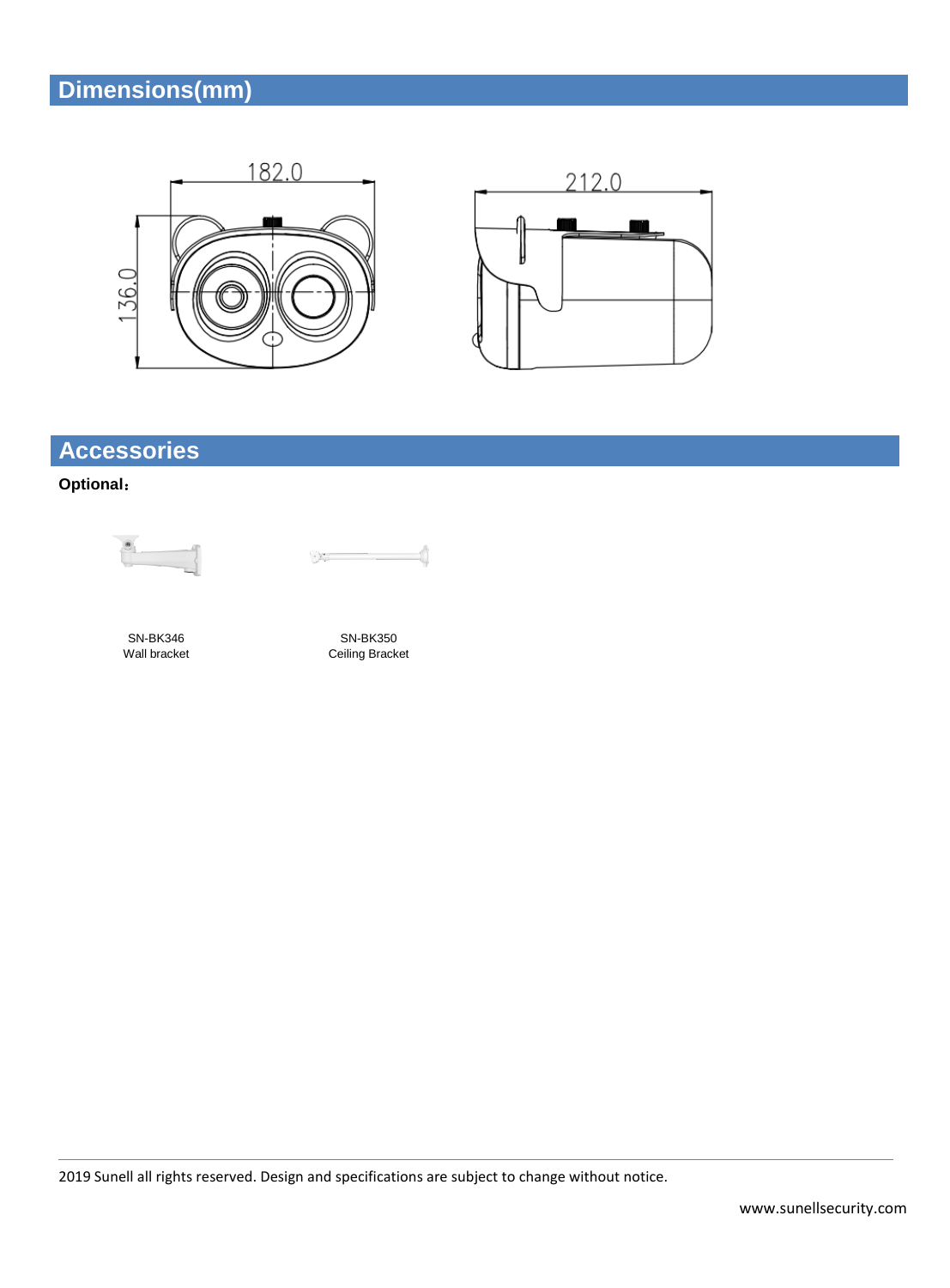## Dimensions(mm)

182.0

136.0

212.0

## Accessories

**Optional**：

SN-BK346
Wall bracket

SN-BK350
Ceiling Bracket

2019 Sunell all rights reserved. Design and specifications are subject to change without notice.

www.sunellsecurity.com